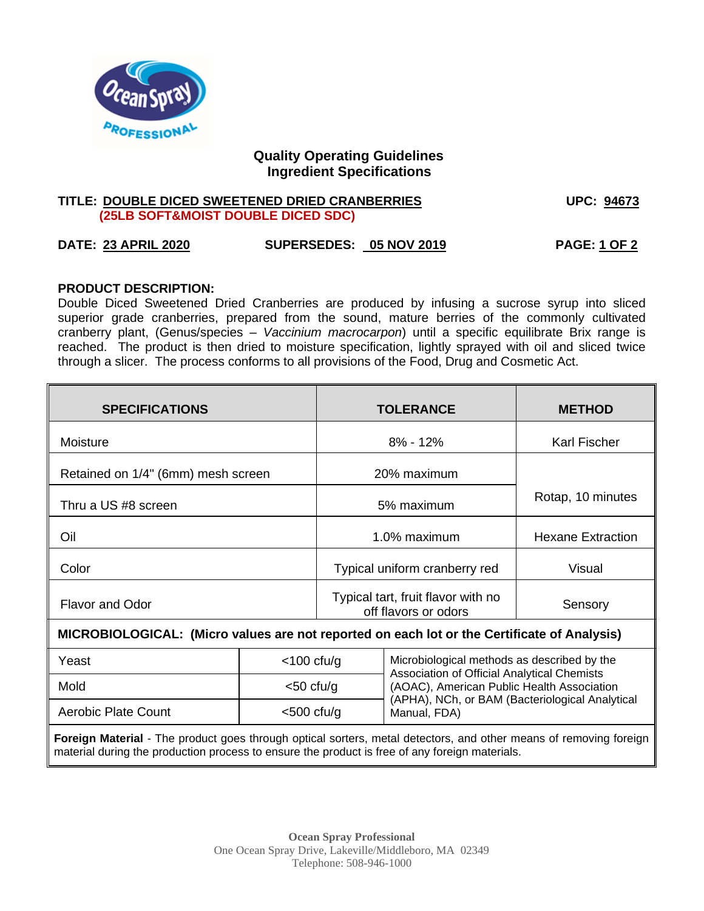## Quality Operating Guidelines
## Ingredient Specifications

**TITLE: DOUBLE DICED SWEETENED DRIED CRANBERRIES**
**(25LB SOFT&MOIST DOUBLE DICED SDC)**

**UPC: 94673**

**DATE: 23 APRIL 2020** **SUPERSEDES: 05 NOV 2019**

**PRODUCT DESCRIPTION:**

Double Diced Sweetened Dried Cranberries are produced by infusing a sucrose syrup into sliced superior grade cranberries, prepared from the sound, mature berries of the commonly cultivated cranberry plant, (Genus/species – *Vaccinium macrocarpon*) until a specific equilibrate Brix range is reached. The product is then dried to moisture specification, lightly sprayed with oil and sliced twice through a slicer. The process conforms to all provisions of the Food, Drug and Cosmetic Act.

| SPECIFICATIONS | TOLERANCE | METHOD |
|---|---|---|
| Moisture | 8% - 12% | Karl Fischer |
| Retained on 1/4" (6mm) mesh screen | 20% maximum | Rotap, 10 minutes |
| Thru a US #8 screen | 5% maximum | Rotap, 10 minutes |
| Oil | 1.0% maximum | Hexane Extraction |
| Color | Typical uniform cranberry red | Visual |
| Flavor and Odor | Typical tart, fruit flavor with no off flavors or odors | Sensory |

**MICROBIOLOGICAL: (Micro values are not reported on each lot or the Certificate of Analysis)**

| Test | Limit | Method |
|---|---|---|
| Yeast | <100 cfu/g | Microbiological methods as described by the Association of Official Analytical Chemists (AOAC), American Public Health Association (APHA), NCh, or BAM (Bacteriological Analytical Manual, FDA) |
| Mold | <50 cfu/g | |
| Aerobic Plate Count | <500 cfu/g | |

**Foreign Material** - The product goes through optical sorters, metal detectors, and other means of removing foreign material during the production process to ensure the product is free of any foreign materials.

**Ocean Spray Professional**
One Ocean Spray Drive, Lakeville/Middleboro, MA 02349
Telephone: 508-946-1000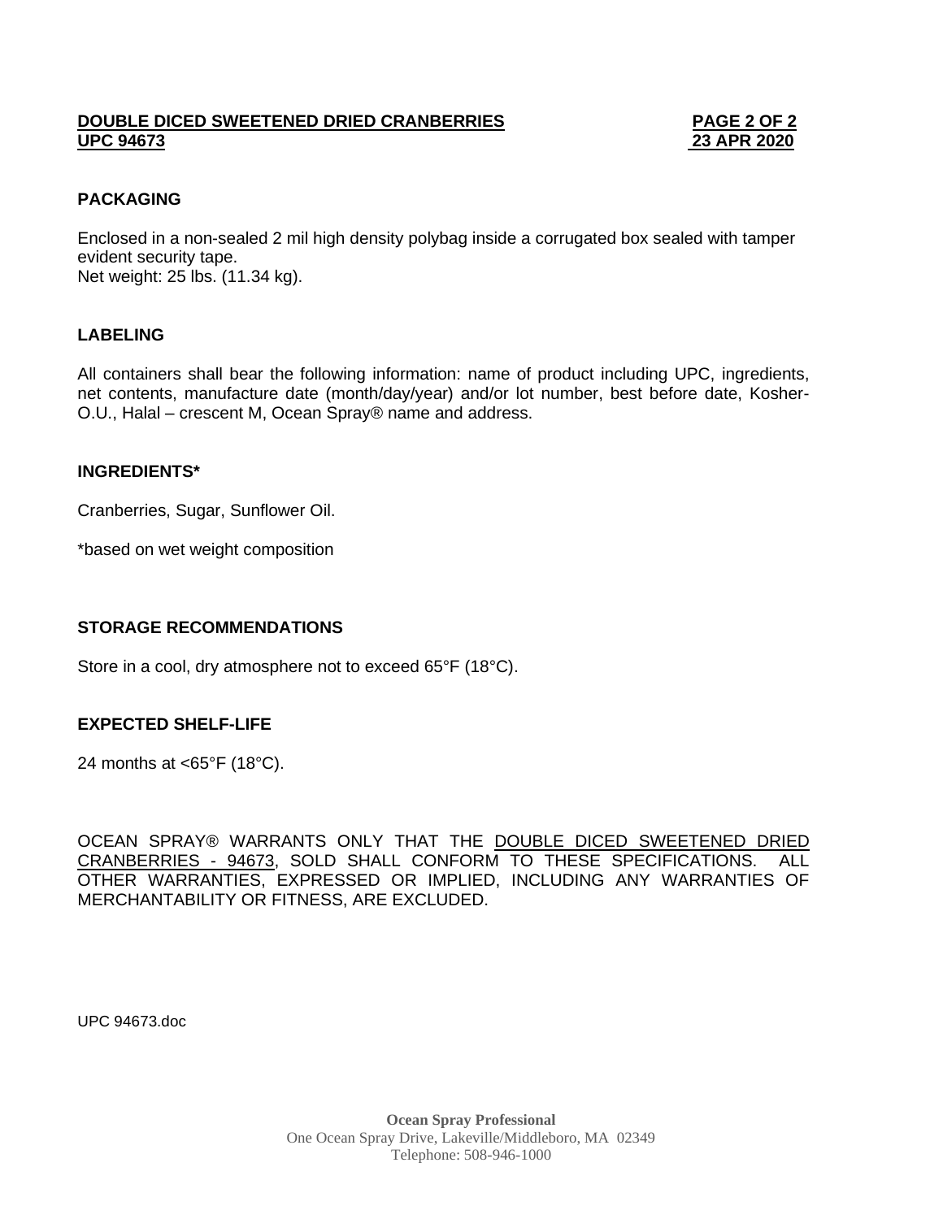## PACKAGING

Enclosed in a non-sealed 2 mil high density polybag inside a corrugated box sealed with tamper evident security tape.
Net weight: 25 lbs. (11.34 kg).

## LABELING

All containers shall bear the following information: name of product including UPC, ingredients, net contents, manufacture date (month/day/year) and/or lot number, best before date, Kosher-O.U., Halal – crescent M, Ocean Spray® name and address.

## INGREDIENTS*

Cranberries, Sugar, Sunflower Oil.

*based on wet weight composition

## STORAGE RECOMMENDATIONS

Store in a cool, dry atmosphere not to exceed 65°F (18°C).

## EXPECTED SHELF-LIFE

24 months at <65°F (18°C).

OCEAN SPRAY® WARRANTS ONLY THAT THE DOUBLE DICED SWEETENED DRIED CRANBERRIES - 94673, SOLD SHALL CONFORM TO THESE SPECIFICATIONS. ALL OTHER WARRANTIES, EXPRESSED OR IMPLIED, INCLUDING ANY WARRANTIES OF MERCHANTABILITY OR FITNESS, ARE EXCLUDED.

UPC 94673.doc